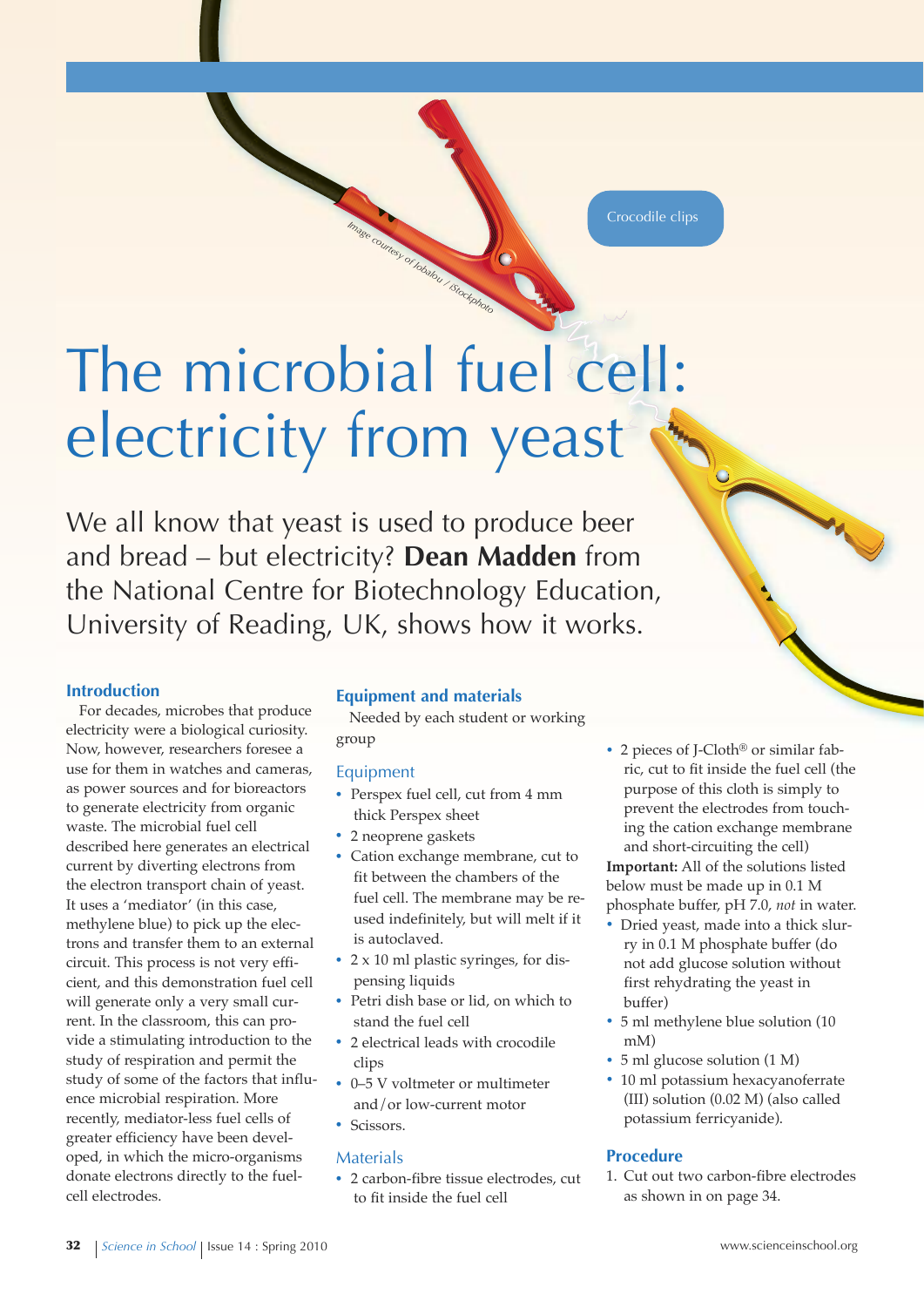Crocodile clips

# The microbial fuel cell: electricity from yeast

We all know that yeast is used to produce beer and bread – but electricity? **Dean Madden** from the National Centre for Biotechnology Education, University of Reading, UK, shows how it works.

## Introduction

For decades, microbes that produce electricity were a biological curiosity. Now, however, researchers foresee a use for them in watches and cameras, as power sources and for bioreactors to generate electricity from organic waste. The microbial fuel cell described here generates an electrical current by diverting electrons from the electron transport chain of yeast. It uses a 'mediator' (in this case, methylene blue) to pick up the electrons and transfer them to an external circuit. This process is not very efficient, and this demonstration fuel cell will generate only a very small current. In the classroom, this can provide a stimulating introduction to the study of respiration and permit the study of some of the factors that influence microbial respiration. More recently, mediator-less fuel cells of greater efficiency have been developed, in which the micro-organisms donate electrons directly to the fuel-cell electrodes.

## Equipment and materials

Needed by each student or working group

### Equipment

- Perspex fuel cell, cut from 4 mm thick Perspex sheet
- 2 neoprene gaskets
- Cation exchange membrane, cut to fit between the chambers of the fuel cell. The membrane may be re-used indefinitely, but will melt if it is autoclaved.
- 2 x 10 ml plastic syringes, for dispensing liquids
- Petri dish base or lid, on which to stand the fuel cell
- 2 electrical leads with crocodile clips
- 0–5 V voltmeter or multimeter and / or low-current motor
- Scissors.

### Materials

- 2 carbon-fibre tissue electrodes, cut to fit inside the fuel cell
- 2 pieces of J-Cloth® or similar fabric, cut to fit inside the fuel cell (the purpose of this cloth is simply to prevent the electrodes from touching the cation exchange membrane and short-circuiting the cell)

**Important:** All of the solutions listed below must be made up in 0.1 M phosphate buffer, pH 7.0, *not* in water.

- Dried yeast, made into a thick slurry in 0.1 M phosphate buffer (do not add glucose solution without first rehydrating the yeast in buffer)
- 5 ml methylene blue solution (10 mM)
- 5 ml glucose solution (1 M)
- 10 ml potassium hexacyanoferrate (III) solution (0.02 M) (also called potassium ferricyanide).

## Procedure

1. Cut out two carbon-fibre electrodes as shown in on page 34.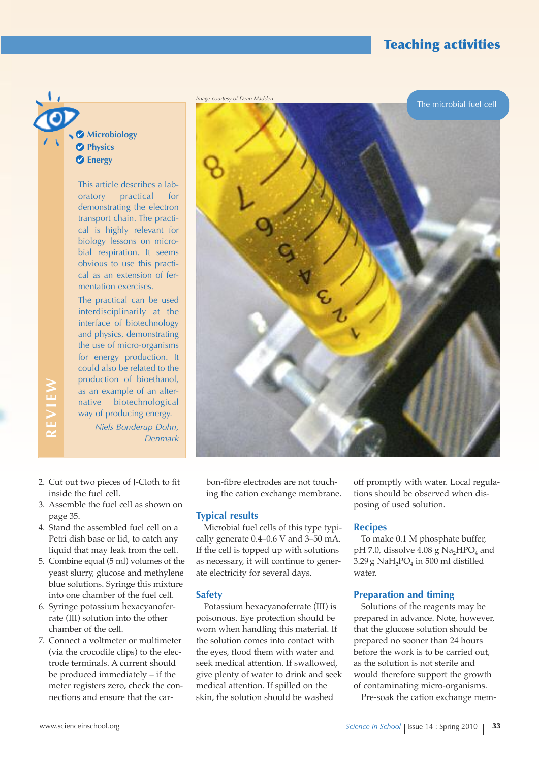## REVIEW

- Microbiology
- Physics
- Energy

This article describes a laboratory practical for demonstrating the electron transport chain. The practical is highly relevant for biology lessons on microbial respiration. It seems obvious to use this practical as an extension of fermentation exercises.

The practical can be used interdisciplinarily at the interface of biotechnology and physics, demonstrating the use of micro-organisms for energy production. It could also be related to the production of bioethanol, as an example of an alternative biotechnological way of producing energy.

*Niels Bonderup Dohn, Denmark*

*Image courtesy of Dean Madden*

The microbial fuel cell

2. Cut out two pieces of J-Cloth to fit inside the fuel cell.
3. Assemble the fuel cell as shown on page 35.
4. Stand the assembled fuel cell on a Petri dish base or lid, to catch any liquid that may leak from the cell.
5. Combine equal (5 ml) volumes of the yeast slurry, glucose and methylene blue solutions. Syringe this mixture into one chamber of the fuel cell.
6. Syringe potassium hexacyanoferrate (III) solution into the other chamber of the cell.
7. Connect a voltmeter or multimeter (via the crocodile clips) to the electrode terminals. A current should be produced immediately – if the meter registers zero, check the connections and ensure that the carbon-fibre electrodes are not touching the cation exchange membrane.

### Typical results

Microbial fuel cells of this type typically generate 0.4–0.6 V and 3–50 mA. If the cell is topped up with solutions as necessary, it will continue to generate electricity for several days.

### Safety

Potassium hexacyanoferrate (III) is poisonous. Eye protection should be worn when handling this material. If the solution comes into contact with the eyes, flood them with water and seek medical attention. If swallowed, give plenty of water to drink and seek medical attention. If spilled on the skin, the solution should be washed off promptly with water. Local regulations should be observed when disposing of used solution.

### Recipes

To make 0.1 M phosphate buffer, pH 7.0, dissolve 4.08 g $Na_2HPO_4$ and 3.29 g $NaH_2PO_4$ in 500 ml distilled water.

### Preparation and timing

Solutions of the reagents may be prepared in advance. Note, however, that the glucose solution should be prepared no sooner than 24 hours before the work is to be carried out, as the solution is not sterile and would therefore support the growth of contaminating micro-organisms.

Pre-soak the cation exchange mem-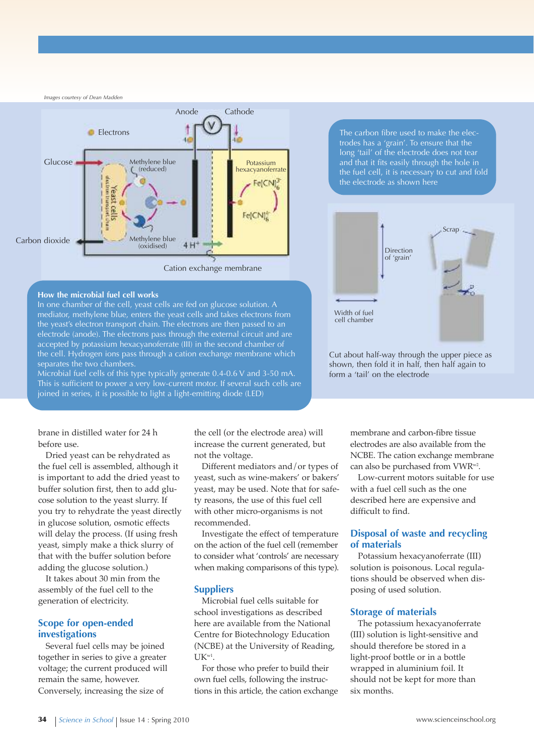Images courtesy of Dean Madden

Anode Cathode

Electrons

Glucose

Methylene blue (reduced)

Potassium hexacyanoferrate

$Fe(CN)_6^{3-}$

$Fe(CN)_6^{4-}$

Yeast cells (electron transport chain)

Carbon dioxide

Methylene blue (oxidised)

$4H^+$

Cation exchange membrane

**How the microbial fuel cell works**

In one chamber of the cell, yeast cells are fed on glucose solution. A mediator, methylene blue, enters the yeast cells and takes electrons from the yeast's electron transport chain. The electrons are then passed to an electrode (anode). The electrons pass through the external circuit and are accepted by potassium hexacyanoferrate (III) in the second chamber of the cell. Hydrogen ions pass through a cation exchange membrane which separates the two chambers.

Microbial fuel cells of this type typically generate 0.4-0.6 V and 3-50 mA. This is sufficient to power a very low-current motor. If several such cells are joined in series, it is possible to light a light-emitting diode (LED)

The carbon fibre used to make the electrodes has a 'grain'. To ensure that the long 'tail' of the electrode does not tear and that it fits easily through the hole in the fuel cell, it is necessary to cut and fold the electrode as shown here

Direction of 'grain'

Scrap

Width of fuel cell chamber

Cut about half-way through the upper piece as shown, then fold it in half, then half again to form a 'tail' on the electrode

brane in distilled water for 24 h before use.

Dried yeast can be rehydrated as the fuel cell is assembled, although it is important to add the dried yeast to buffer solution first, then to add glucose solution to the yeast slurry. If you try to rehydrate the yeast directly in glucose solution, osmotic effects will delay the process. (If using fresh yeast, simply make a thick slurry of that with the buffer solution before adding the glucose solution.)

It takes about 30 min from the assembly of the fuel cell to the generation of electricity.

## Scope for open-ended investigations

Several fuel cells may be joined together in series to give a greater voltage; the current produced will remain the same, however. Conversely, increasing the size of the cell (or the electrode area) will increase the current generated, but not the voltage.

Different mediators and/or types of yeast, such as wine-makers' or bakers' yeast, may be used. Note that for safety reasons, the use of this fuel cell with other micro-organisms is not recommended.

Investigate the effect of temperature on the action of the fuel cell (remember to consider what 'controls' are necessary when making comparisons of this type).

## Suppliers

Microbial fuel cells suitable for school investigations as described here are available from the National Centre for Biotechnology Education (NCBE) at the University of Reading, UK[w1].

For those who prefer to build their own fuel cells, following the instructions in this article, the cation exchange membrane and carbon-fibre tissue electrodes are also available from the NCBE. The cation exchange membrane can also be purchased from VWR[w2].

Low-current motors suitable for use with a fuel cell such as the one described here are expensive and difficult to find.

## Disposal of waste and recycling of materials

Potassium hexacyanoferrate (III) solution is poisonous. Local regulations should be observed when disposing of used solution.

## Storage of materials

The potassium hexacyanoferrate (III) solution is light-sensitive and should therefore be stored in a light-proof bottle or in a bottle wrapped in aluminium foil. It should not be kept for more than six months.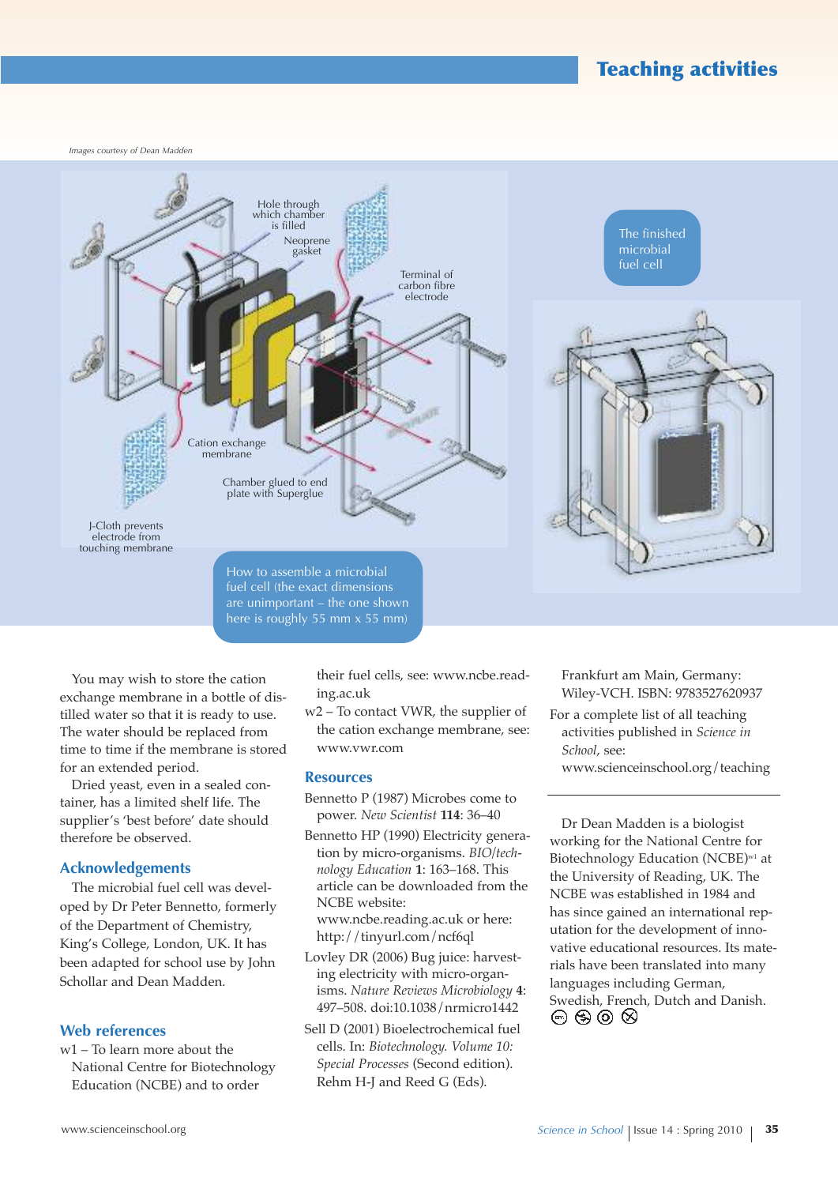Images courtesy of Dean Madden

Hole through which chamber is filled

Neoprene gasket

Terminal of carbon fibre electrode

Cation exchange membrane

Chamber glued to end plate with Superglue

J-Cloth prevents electrode from touching membrane

How to assemble a microbial fuel cell (the exact dimensions are unimportant – the one shown here is roughly 55 mm x 55 mm)

The finished microbial fuel cell

You may wish to store the cation exchange membrane in a bottle of distilled water so that it is ready to use. The water should be replaced from time to time if the membrane is stored for an extended period.

Dried yeast, even in a sealed container, has a limited shelf life. The supplier's 'best before' date should therefore be observed.

## Acknowledgements

The microbial fuel cell was developed by Dr Peter Bennetto, formerly of the Department of Chemistry, King's College, London, UK. It has been adapted for school use by John Schollar and Dean Madden.

## Web references

w1 – To learn more about the National Centre for Biotechnology Education (NCBE) and to order their fuel cells, see: www.ncbe.reading.ac.uk

w2 – To contact VWR, the supplier of the cation exchange membrane, see: www.vwr.com

## Resources

Bennetto P (1987) Microbes come to power. *New Scientist* **114**: 36–40

Bennetto HP (1990) Electricity generation by micro-organisms. *BIO/technology Education* **1**: 163–168. This article can be downloaded from the NCBE website: www.ncbe.reading.ac.uk or here: http://tinyurl.com/ncf6ql

Lovley DR (2006) Bug juice: harvesting electricity with micro-organisms. *Nature Reviews Microbiology* **4**: 497–508. doi:10.1038/nrmicro1442

Sell D (2001) Bioelectrochemical fuel cells. In: *Biotechnology. Volume 10: Special Processes* (Second edition). Rehm H-J and Reed G (Eds). Frankfurt am Main, Germany: Wiley-VCH. ISBN: 9783527620937

For a complete list of all teaching activities published in *Science in School*, see: www.scienceinschool.org/teaching

---

Dr Dean Madden is a biologist working for the National Centre for Biotechnology Education (NCBE)[w1] at the University of Reading, UK. The NCBE was established in 1984 and has since gained an international reputation for the development of innovative educational resources. Its materials have been translated into many languages including German, Swedish, French, Dutch and Danish.